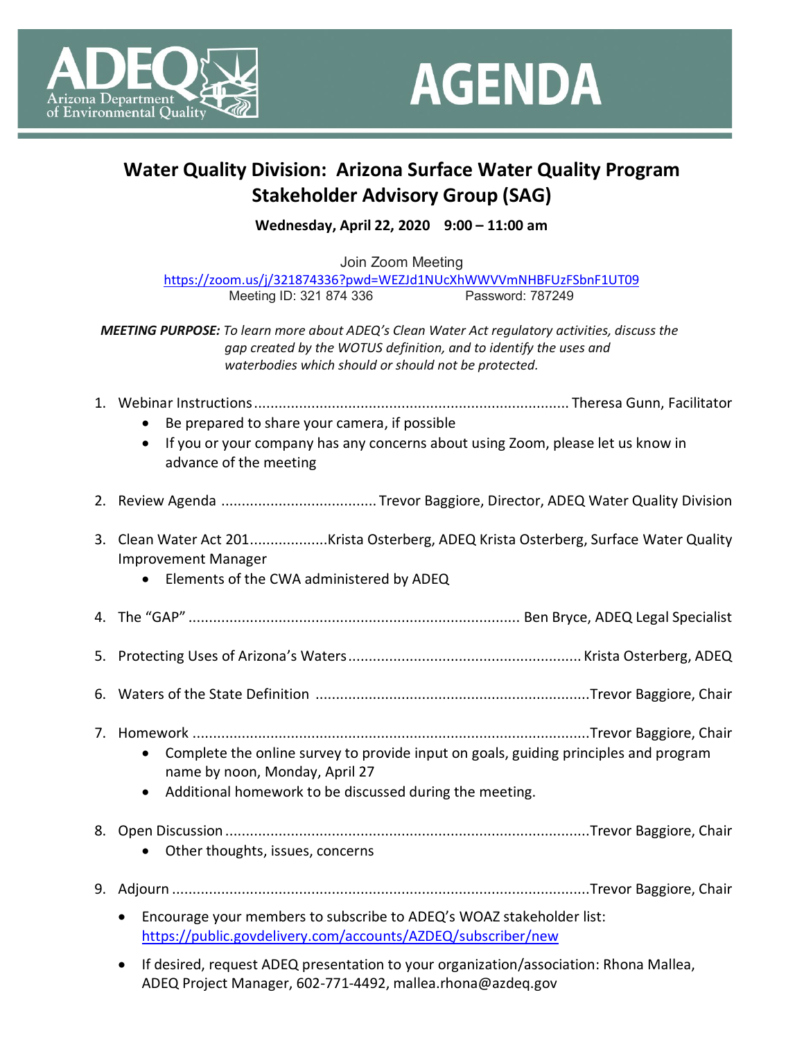ADEQ Arizona Department of Environmental Quality

# AGENDA

## Water Quality Division: Arizona Surface Water Quality Program Stakeholder Advisory Group (SAG)

**Wednesday, April 22, 2020 9:00 – 11:00 am**

Join Zoom Meeting
https://zoom.us/j/321874336?pwd=WEZJd1NUcXhWWVVmNHBFUzFSbnF1UT09
Meeting ID: 321 874 336 Password: 787249

***MEETING PURPOSE:*** *To learn more about ADEQ's Clean Water Act regulatory activities, discuss the gap created by the WOTUS definition, and to identify the uses and waterbodies which should or should not be protected.*

1. Webinar Instructions............................................................................ Theresa Gunn, Facilitator
   - Be prepared to share your camera, if possible
   - If you or your company has any concerns about using Zoom, please let us know in advance of the meeting
2. Review Agenda ...................................... Trevor Baggiore, Director, ADEQ Water Quality Division
3. Clean Water Act 201...................Krista Osterberg, ADEQ Krista Osterberg, Surface Water Quality Improvement Manager
   - Elements of the CWA administered by ADEQ
4. The "GAP" ................................................................................ Ben Bryce, ADEQ Legal Specialist
5. Protecting Uses of Arizona's Waters......................................................... Krista Osterberg, ADEQ
6. Waters of the State Definition ..................................................................Trevor Baggiore, Chair
7. Homework ................................................................................................Trevor Baggiore, Chair
   - Complete the online survey to provide input on goals, guiding principles and program name by noon, Monday, April 27
   - Additional homework to be discussed during the meeting.
8. Open Discussion .........................................................................................Trevor Baggiore, Chair
   - Other thoughts, issues, concerns
9. Adjourn .....................................................................................................Trevor Baggiore, Chair

- Encourage your members to subscribe to ADEQ's WOAZ stakeholder list: https://public.govdelivery.com/accounts/AZDEQ/subscriber/new
- If desired, request ADEQ presentation to your organization/association: Rhona Mallea, ADEQ Project Manager, 602-771-4492, mallea.rhona@azdeq.gov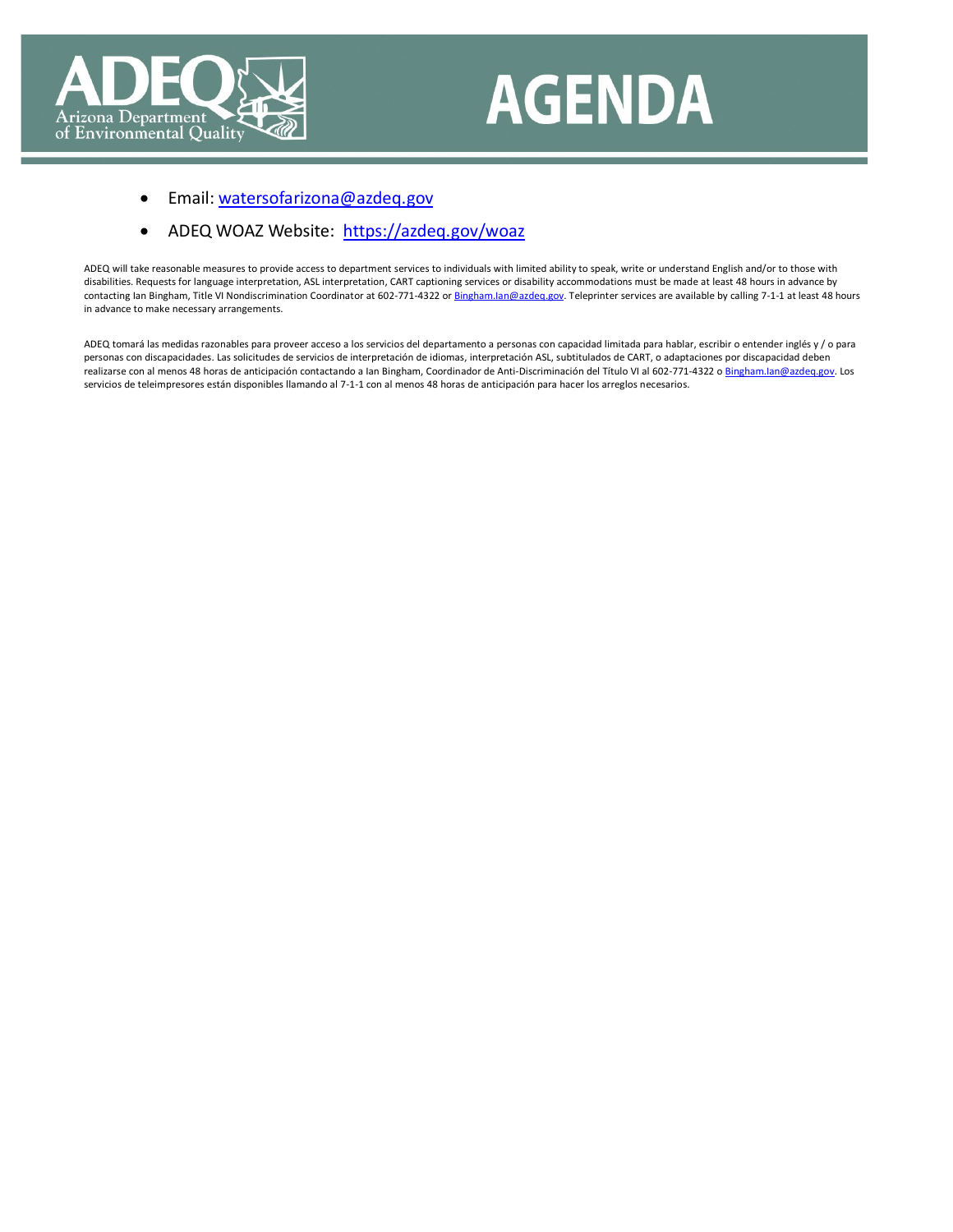- Email: [watersofarizona@azdeq.gov](mailto:watersofarizona@azdeq.gov)
- ADEQ WOAZ Website: [https://azdeq.gov/woaz](https://azdeq.gov/woaz)

ADEQ will take reasonable measures to provide access to department services to individuals with limited ability to speak, write or understand English and/or to those with disabilities. Requests for language interpretation, ASL interpretation, CART captioning services or disability accommodations must be made at least 48 hours in advance by contacting Ian Bingham, Title VI Nondiscrimination Coordinator at 602-771-4322 or [Bingham.Ian@azdeq.gov](mailto:Bingham.Ian@azdeq.gov). Teleprinter services are available by calling 7-1-1 at least 48 hours in advance to make necessary arrangements.

ADEQ tomará las medidas razonables para proveer acceso a los servicios del departamento a personas con capacidad limitada para hablar, escribir o entender inglés y / o para personas con discapacidades. Las solicitudes de servicios de interpretación de idiomas, interpretación ASL, subtitulados de CART, o adaptaciones por discapacidad deben realizarse con al menos 48 horas de anticipación contactando a Ian Bingham, Coordinador de Anti-Discriminación del Título VI al 602-771-4322 o [Bingham.Ian@azdeq.gov](mailto:Bingham.Ian@azdeq.gov). Los servicios de teleimpresores están disponibles llamando al 7-1-1 con al menos 48 horas de anticipación para hacer los arreglos necesarios.